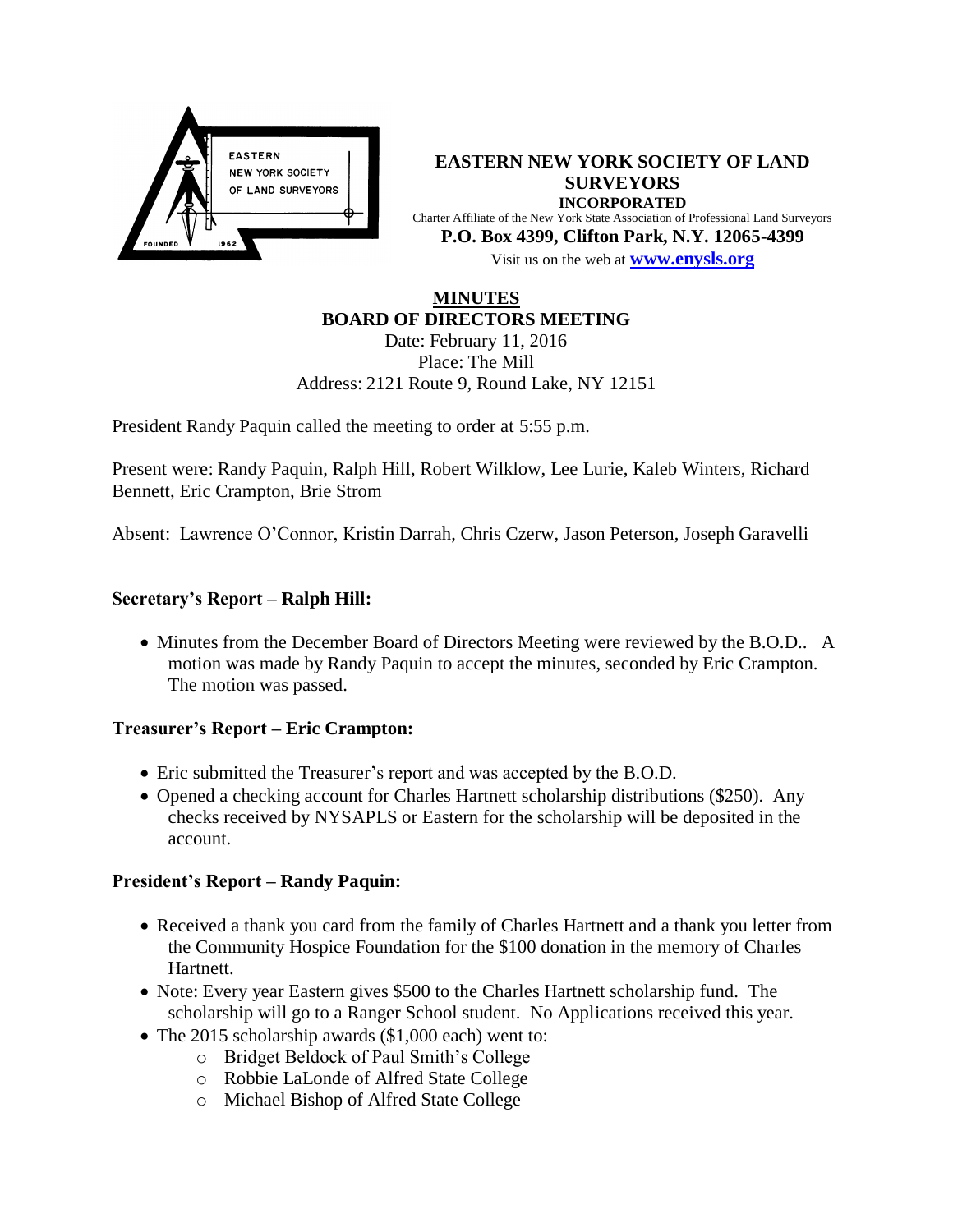**EASTERN NEW YORK SOCIETY OF LAND SURVEYORS**
**INCORPORATED**
Charter Affiliate of the New York State Association of Professional Land Surveyors
**P.O. Box 4399, Clifton Park, N.Y. 12065-4399**
Visit us on the web at **www.enysls.org**

# MINUTES
## BOARD OF DIRECTORS MEETING

Date: February 11, 2016
Place: The Mill
Address: 2121 Route 9, Round Lake, NY 12151

President Randy Paquin called the meeting to order at 5:55 p.m.

Present were: Randy Paquin, Ralph Hill, Robert Wilklow, Lee Lurie, Kaleb Winters, Richard Bennett, Eric Crampton, Brie Strom

Absent: Lawrence O'Connor, Kristin Darrah, Chris Czerw, Jason Peterson, Joseph Garavelli

### Secretary's Report – Ralph Hill:

- Minutes from the December Board of Directors Meeting were reviewed by the B.O.D.. A motion was made by Randy Paquin to accept the minutes, seconded by Eric Crampton. The motion was passed.

### Treasurer's Report – Eric Crampton:

- Eric submitted the Treasurer's report and was accepted by the B.O.D.
- Opened a checking account for Charles Hartnett scholarship distributions ($250). Any checks received by NYSAPLS or Eastern for the scholarship will be deposited in the account.

### President's Report – Randy Paquin:

- Received a thank you card from the family of Charles Hartnett and a thank you letter from the Community Hospice Foundation for the $100 donation in the memory of Charles Hartnett.
- Note: Every year Eastern gives $500 to the Charles Hartnett scholarship fund. The scholarship will go to a Ranger School student. No Applications received this year.
- The 2015 scholarship awards ($1,000 each) went to:
  - Bridget Beldock of Paul Smith's College
  - Robbie LaLonde of Alfred State College
  - Michael Bishop of Alfred State College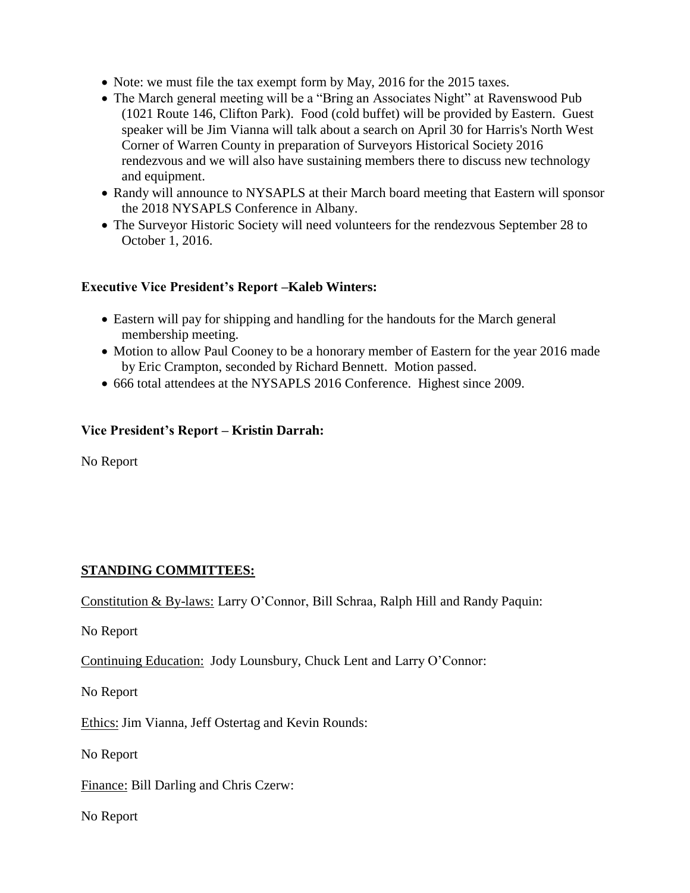- Note: we must file the tax exempt form by May, 2016 for the 2015 taxes.
- The March general meeting will be a "Bring an Associates Night" at Ravenswood Pub (1021 Route 146, Clifton Park). Food (cold buffet) will be provided by Eastern. Guest speaker will be Jim Vianna will talk about a search on April 30 for Harris's North West Corner of Warren County in preparation of Surveyors Historical Society 2016 rendezvous and we will also have sustaining members there to discuss new technology and equipment.
- Randy will announce to NYSAPLS at their March board meeting that Eastern will sponsor the 2018 NYSAPLS Conference in Albany.
- The Surveyor Historic Society will need volunteers for the rendezvous September 28 to October 1, 2016.

**Executive Vice President's Report –Kaleb Winters:**

- Eastern will pay for shipping and handling for the handouts for the March general membership meeting.
- Motion to allow Paul Cooney to be a honorary member of Eastern for the year 2016 made by Eric Crampton, seconded by Richard Bennett. Motion passed.
- 666 total attendees at the NYSAPLS 2016 Conference. Highest since 2009.

**Vice President's Report – Kristin Darrah:**

No Report

**STANDING COMMITTEES:**

Constitution & By-laws: Larry O'Connor, Bill Schraa, Ralph Hill and Randy Paquin:

No Report

Continuing Education: Jody Lounsbury, Chuck Lent and Larry O'Connor:

No Report

Ethics: Jim Vianna, Jeff Ostertag and Kevin Rounds:

No Report

Finance: Bill Darling and Chris Czerw:

No Report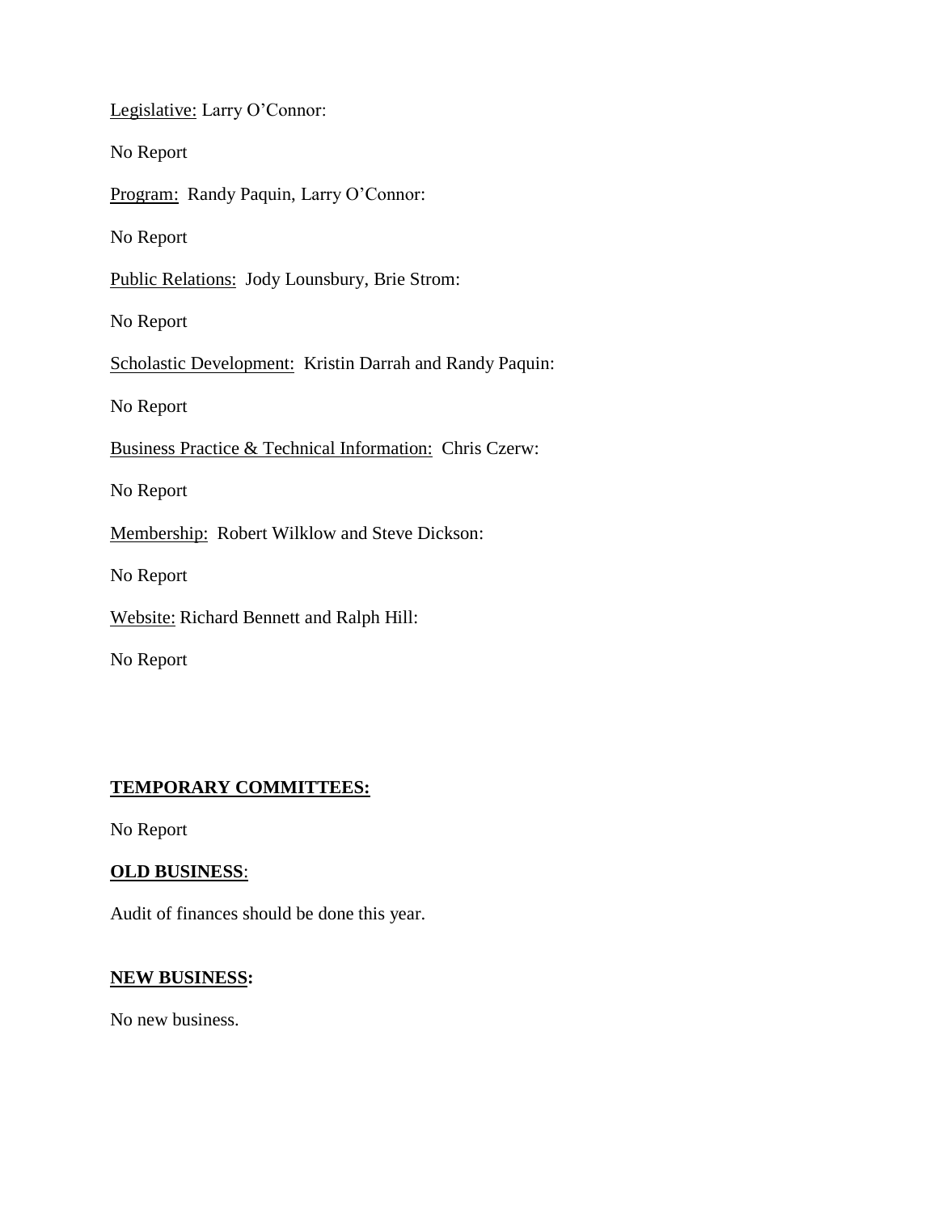Legislative: Larry O'Connor:

No Report

Program: Randy Paquin, Larry O'Connor:

No Report

Public Relations: Jody Lounsbury, Brie Strom:

No Report

Scholastic Development: Kristin Darrah and Randy Paquin:

No Report

Business Practice & Technical Information: Chris Czerw:

No Report

Membership: Robert Wilklow and Steve Dickson:

No Report

Website: Richard Bennett and Ralph Hill:

No Report

**TEMPORARY COMMITTEES:**

No Report

**OLD BUSINESS**:

Audit of finances should be done this year.

**NEW BUSINESS:**

No new business.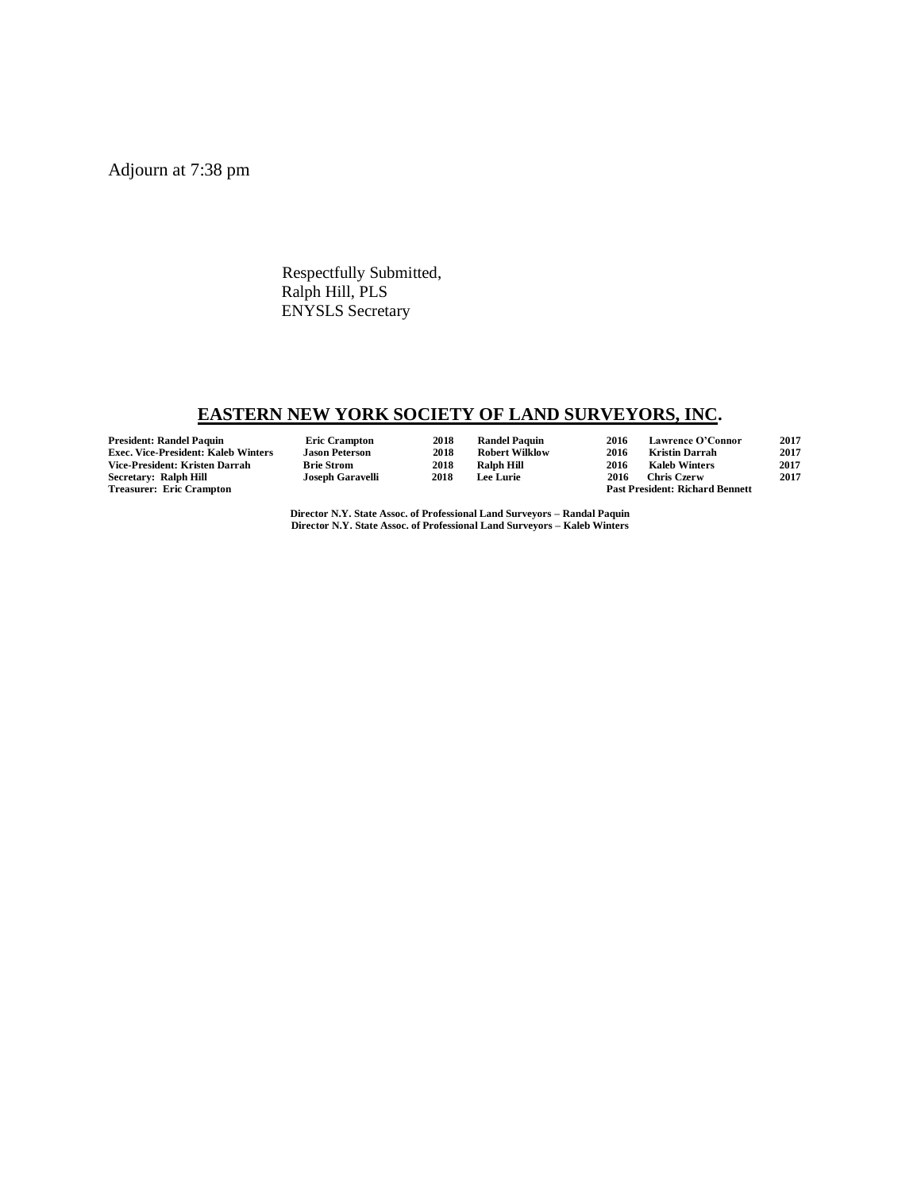Adjourn at 7:38 pm

Respectfully Submitted,
Ralph Hill, PLS
ENYSLS Secretary

## EASTERN NEW YORK SOCIETY OF LAND SURVEYORS, INC.

| | | | | | | | |
|---|---|---|---|---|---|---|---|
| **President: Randel Paquin** | **Eric Crampton** | **2018** | **Randel Paquin** | **2016** | **Lawrence O'Connor** | **2017** |
| **Exec. Vice-President: Kaleb Winters** | **Jason Peterson** | **2018** | **Robert Wilklow** | **2016** | **Kristin Darrah** | **2017** |
| **Vice-President: Kristen Darrah** | **Brie Strom** | **2018** | **Ralph Hill** | **2016** | **Kaleb Winters** | **2017** |
| **Secretary: Ralph Hill** | **Joseph Garavelli** | **2018** | **Lee Lurie** | **2016** | **Chris Czerw** | **2017** |
| **Treasurer: Eric Crampton** | | | | **Past President: Richard Bennett** | | |

**Director N.Y. State Assoc. of Professional Land Surveyors – Randal Paquin**
**Director N.Y. State Assoc. of Professional Land Surveyors – Kaleb Winters**